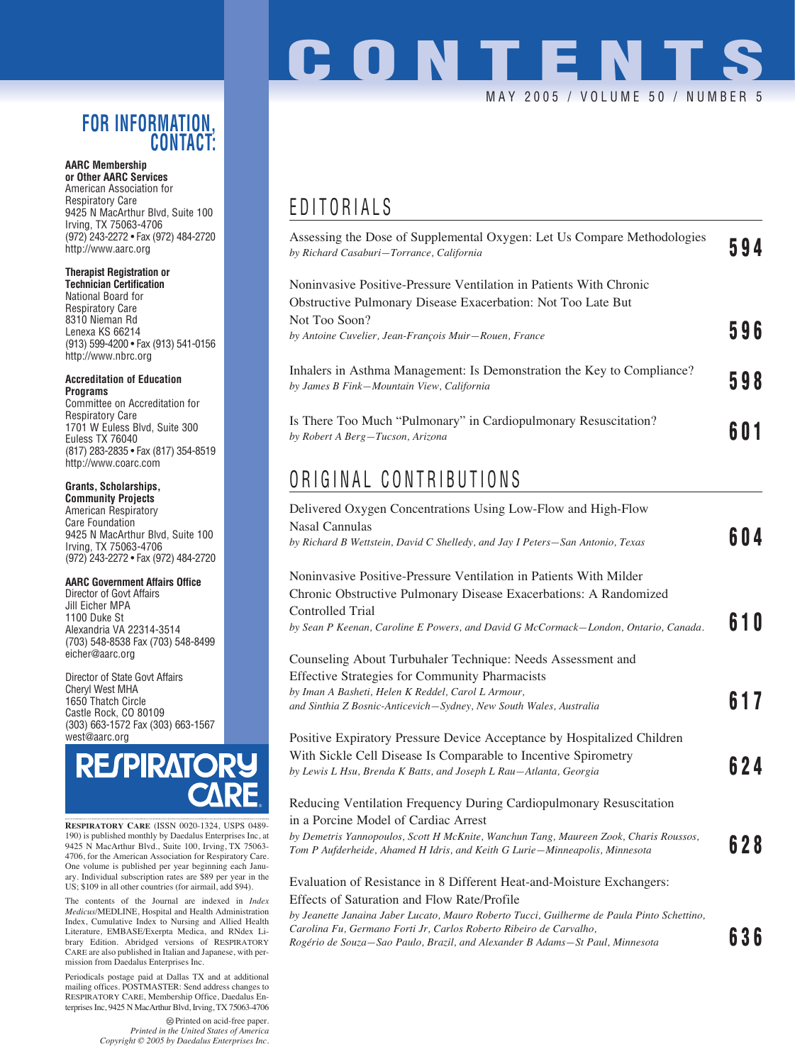# CONTENTS

MAY 2005 / VOLUME 50 / NUMBER 5

## FOR INFORMATION, CONTACT:

**AARC Membership or Other AARC Services**
American Association for Respiratory Care
9425 N MacArthur Blvd, Suite 100
Irving, TX 75063-4706
(972) 243-2272 • Fax (972) 484-2720
http://www.aarc.org

**Therapist Registration or Technician Certification**
National Board for Respiratory Care
8310 Nieman Rd
Lenexa KS 66214
(913) 599-4200 • Fax (913) 541-0156
http://www.nbrc.org

**Accreditation of Education Programs**
Committee on Accreditation for Respiratory Care
1701 W Euless Blvd, Suite 300
Euless TX 76040
(817) 283-2835 • Fax (817) 354-8519
http://www.coarc.com

**Grants, Scholarships, Community Projects**
American Respiratory Care Foundation
9425 N MacArthur Blvd, Suite 100
Irving, TX 75063-4706
(972) 243-2272 • Fax (972) 484-2720

**AARC Government Affairs Office**
Director of Govt Affairs
Jill Eicher MPA
1100 Duke St
Alexandria VA 22314-3514
(703) 548-8538 Fax (703) 548-8499
eicher@aarc.org

Director of State Govt Affairs
Cheryl West MHA
1650 Thatch Circle
Castle Rock, CO 80109
(303) 663-1572 Fax (303) 663-1567
west@aarc.org

RESPIRATORY CARE

RESPIRATORY CARE (ISSN 0020-1324, USPS 0489-190) is published monthly by Daedalus Enterprises Inc, at 9425 N MacArthur Blvd., Suite 100, Irving, TX 75063-4706, for the American Association for Respiratory Care. One volume is published per year beginning each January. Individual subscription rates are $89 per year in the US; $109 in all other countries (for airmail, add $94).

The contents of the Journal are indexed in *Index Medicus*/MEDLINE, Hospital and Health Administration Index, Cumulative Index to Nursing and Allied Health Literature, EMBASE/Exerpta Medica, and RNdex Library Edition. Abridged versions of RESPIRATORY CARE are also published in Italian and Japanese, with permission from Daedalus Enterprises Inc.

Periodicals postage paid at Dallas TX and at additional mailing offices. POSTMASTER: Send address changes to RESPIRATORY CARE, Membership Office, Daedalus Enterprises Inc, 9425 N MacArthur Blvd, Irving, TX 75063-4706

Printed on acid-free paper.
*Printed in the United States of America*
*Copyright © 2005 by Daedalus Enterprises Inc.*

## EDITORIALS

Assessing the Dose of Supplemental Oxygen: Let Us Compare Methodologies — **594**
*by Richard Casaburi—Torrance, California*

Noninvasive Positive-Pressure Ventilation in Patients With Chronic Obstructive Pulmonary Disease Exacerbation: Not Too Late But Not Too Soon? — **596**
*by Antoine Cuvelier, Jean-François Muir—Rouen, France*

Inhalers in Asthma Management: Is Demonstration the Key to Compliance? — **598**
*by James B Fink—Mountain View, California*

Is There Too Much "Pulmonary" in Cardiopulmonary Resuscitation? — **601**
*by Robert A Berg—Tucson, Arizona*

## ORIGINAL CONTRIBUTIONS

Delivered Oxygen Concentrations Using Low-Flow and High-Flow Nasal Cannulas — **604**
*by Richard B Wettstein, David C Shelledy, and Jay I Peters—San Antonio, Texas*

Noninvasive Positive-Pressure Ventilation in Patients With Milder Chronic Obstructive Pulmonary Disease Exacerbations: A Randomized Controlled Trial — **610**
*by Sean P Keenan, Caroline E Powers, and David G McCormack—London, Ontario, Canada.*

Counseling About Turbuhaler Technique: Needs Assessment and Effective Strategies for Community Pharmacists — **617**
*by Iman A Basheti, Helen K Reddel, Carol L Armour, and Sinthia Z Bosnic-Anticevich—Sydney, New South Wales, Australia*

Positive Expiratory Pressure Device Acceptance by Hospitalized Children With Sickle Cell Disease Is Comparable to Incentive Spirometry — **624**
*by Lewis L Hsu, Brenda K Batts, and Joseph L Rau—Atlanta, Georgia*

Reducing Ventilation Frequency During Cardiopulmonary Resuscitation in a Porcine Model of Cardiac Arrest — **628**
*by Demetris Yannopoulos, Scott H McKnite, Wanchun Tang, Maureen Zook, Charis Roussos, Tom P Aufderheide, Ahamed H Idris, and Keith G Lurie—Minneapolis, Minnesota*

Evaluation of Resistance in 8 Different Heat-and-Moisture Exchangers: Effects of Saturation and Flow Rate/Profile — **636**
*by Jeanette Janaina Jaber Lucato, Mauro Roberto Tucci, Guilherme de Paula Pinto Schettino, Carolina Fu, Germano Forti Jr, Carlos Roberto Ribeiro de Carvalho, Rogério de Souza—Sao Paulo, Brazil, and Alexander B Adams—St Paul, Minnesota*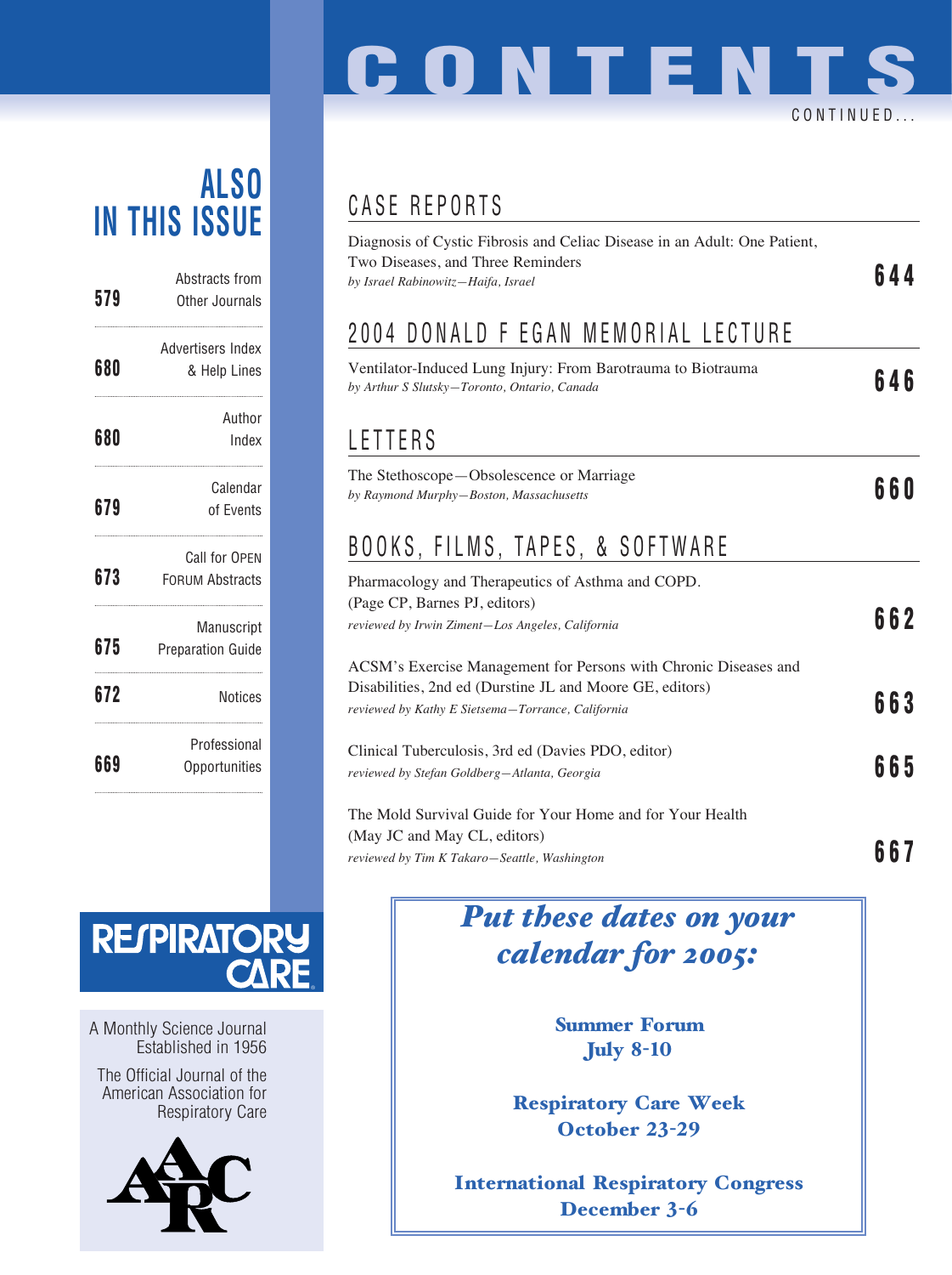# CONTENTS

CONTINUED...

## CASE REPORTS

Diagnosis of Cystic Fibrosis and Celiac Disease in an Adult: One Patient, Two Diseases, and Three Reminders
*by Israel Rabinowitz—Haifa, Israel* — **644**

## 2004 DONALD F EGAN MEMORIAL LECTURE

Ventilator-Induced Lung Injury: From Barotrauma to Biotrauma
*by Arthur S Slutsky—Toronto, Ontario, Canada* — **646**

## LETTERS

The Stethoscope—Obsolescence or Marriage
*by Raymond Murphy—Boston, Massachusetts* — **660**

## BOOKS, FILMS, TAPES, & SOFTWARE

Pharmacology and Therapeutics of Asthma and COPD. (Page CP, Barnes PJ, editors)
*reviewed by Irwin Ziment—Los Angeles, California* — **662**

ACSM's Exercise Management for Persons with Chronic Diseases and Disabilities, 2nd ed (Durstine JL and Moore GE, editors)
*reviewed by Kathy E Sietsema—Torrance, California* — **663**

Clinical Tuberculosis, 3rd ed (Davies PDO, editor)
*reviewed by Stefan Goldberg—Atlanta, Georgia* — **665**

The Mold Survival Guide for Your Home and for Your Health (May JC and May CL, editors)
*reviewed by Tim K Takaro—Seattle, Washington* — **667**

## ALSO IN THIS ISSUE

| | |
|---|---|
| 579 | Abstracts from Other Journals |
| 680 | Advertisers Index & Help Lines |
| 680 | Author Index |
| 679 | Calendar of Events |
| 673 | Call for OPEN FORUM Abstracts |
| 675 | Manuscript Preparation Guide |
| 672 | Notices |
| 669 | Professional Opportunities |

***Put these dates on your calendar for 2005:***

**Summer Forum**
**July 8-10**

**Respiratory Care Week**
**October 23-29**

**International Respiratory Congress**
**December 3-6**

RESPIRATORY CARE

A Monthly Science Journal Established in 1956

The Official Journal of the American Association for Respiratory Care

AARC